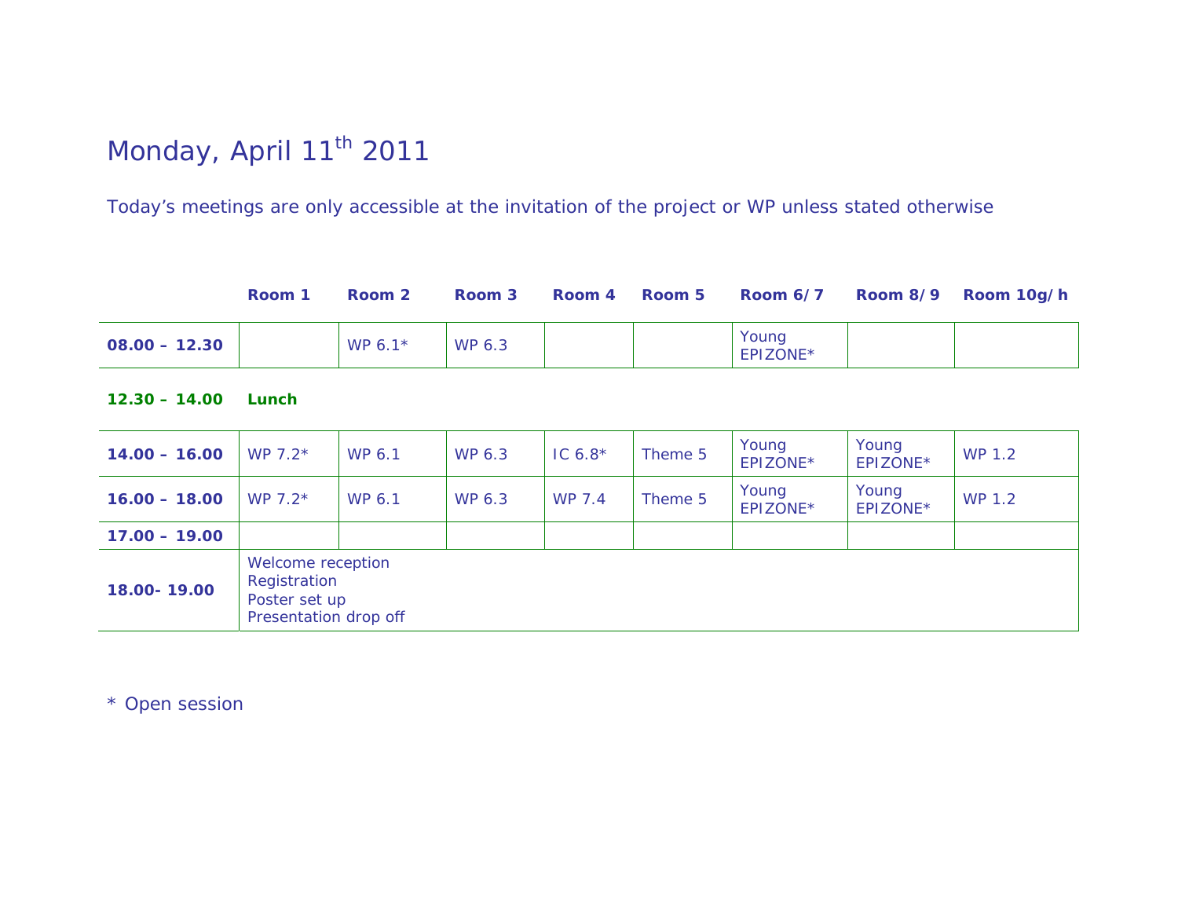# Monday, April 11th 2011

Today's meetings are only accessible at the invitation of the project or WP unless stated otherwise

| | Room 1 | Room 2 | Room 3 | Room 4 | Room 5 | Room 6/7 | Room 8/9 | Room 10g/h |
|---|---|---|---|---|---|---|---|---|
| **08.00 – 12.30** | | WP 6.1* | WP 6.3 | | | Young EPIZONE* | | |
| **12.30 – 14.00** | **Lunch** | | | | | | | |
| **14.00 – 16.00** | WP 7.2* | WP 6.1 | WP 6.3 | IC 6.8* | Theme 5 | Young EPIZONE* | Young EPIZONE* | WP 1.2 |
| **16.00 – 18.00** | WP 7.2* | WP 6.1 | WP 6.3 | WP 7.4 | Theme 5 | Young EPIZONE* | Young EPIZONE* | WP 1.2 |
| **17.00 – 19.00** | | | | | | | | |
| **18.00- 19.00** | Welcome reception<br>Registration<br>Poster set up<br>Presentation drop off | | | | | | | |

* Open session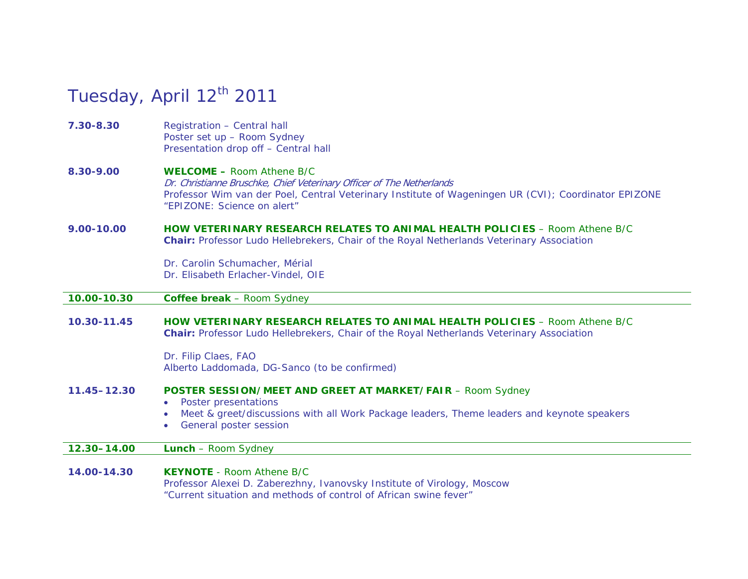# Tuesday, April 12th 2011

**7.30-8.30**

Registration – Central hall
Poster set up – Room Sydney
Presentation drop off – Central hall

**8.30-9.00**

**WELCOME –** Room Athene B/C
*Dr. Christianne Bruschke, Chief Veterinary Officer of The Netherlands*
Professor Wim van der Poel, Central Veterinary Institute of Wageningen UR (CVI); Coordinator EPIZONE
"EPIZONE: Science on alert"

**9.00-10.00**

**HOW VETERINARY RESEARCH RELATES TO ANIMAL HEALTH POLICIES** – Room Athene B/C
**Chair:** Professor Ludo Hellebrekers, Chair of the Royal Netherlands Veterinary Association

Dr. Carolin Schumacher, Mérial
Dr. Elisabeth Erlacher-Vindel, OIE

**10.00-10.30** **Coffee break** – Room Sydney

**10.30-11.45**

**HOW VETERINARY RESEARCH RELATES TO ANIMAL HEALTH POLICIES** – Room Athene B/C
**Chair:** Professor Ludo Hellebrekers, Chair of the Royal Netherlands Veterinary Association

Dr. Filip Claes, FAO
Alberto Laddomada, DG-Sanco (to be confirmed)

**11.45–12.30**

**POSTER SESSION/MEET AND GREET AT MARKET/FAIR** – Room Sydney

- Poster presentations
- Meet & greet/discussions with all Work Package leaders, Theme leaders and keynote speakers
- General poster session

**12.30–14.00** **Lunch** – Room Sydney

**14.00-14.30**

**KEYNOTE** - Room Athene B/C
Professor Alexei D. Zaberezhny, Ivanovsky Institute of Virology, Moscow
"Current situation and methods of control of African swine fever"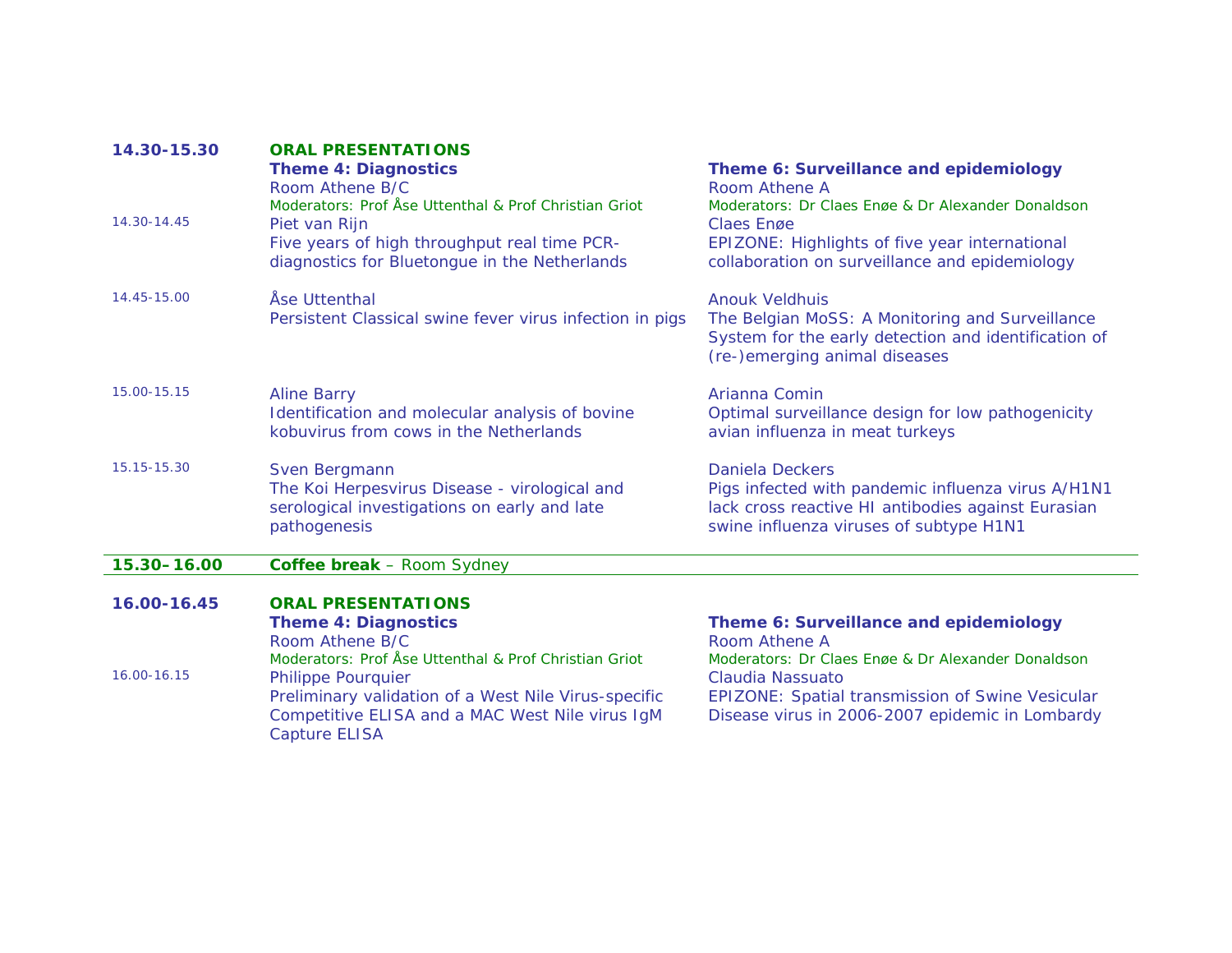**14.30-15.30** **ORAL PRESENTATIONS**

| Time | Theme 4: Diagnostics | Theme 6: Surveillance and epidemiology |
|---|---|---|
| | Room Athene B/C | Room Athene A |
| | Moderators: Prof Åse Uttenthal & Prof Christian Griot | Moderators: Dr Claes Enøe & Dr Alexander Donaldson |
| 14.30-14.45 | Piet van Rijn<br>Five years of high throughput real time PCR-diagnostics for Bluetongue in the Netherlands | Claes Enøe<br>EPIZONE: Highlights of five year international collaboration on surveillance and epidemiology |
| 14.45-15.00 | Åse Uttenthal<br>Persistent Classical swine fever virus infection in pigs | Anouk Veldhuis<br>The Belgian MoSS: A Monitoring and Surveillance System for the early detection and identification of (re-)emerging animal diseases |
| 15.00-15.15 | Aline Barry<br>Identification and molecular analysis of bovine kobuvirus from cows in the Netherlands | Arianna Comin<br>Optimal surveillance design for low pathogenicity avian influenza in meat turkeys |
| 15.15-15.30 | Sven Bergmann<br>The Koi Herpesvirus Disease - virological and serological investigations on early and late pathogenesis | Daniela Deckers<br>Pigs infected with pandemic influenza virus A/H1N1 lack cross reactive HI antibodies against Eurasian swine influenza viruses of subtype H1N1 |

**15.30–16.00** **Coffee break** – Room Sydney

**16.00-16.45** **ORAL PRESENTATIONS**

| Time | Theme 4: Diagnostics | Theme 6: Surveillance and epidemiology |
|---|---|---|
| | Room Athene B/C | Room Athene A |
| | Moderators: Prof Åse Uttenthal & Prof Christian Griot | Moderators: Dr Claes Enøe & Dr Alexander Donaldson |
| 16.00-16.15 | Philippe Pourquier<br>Preliminary validation of a West Nile Virus-specific Competitive ELISA and a MAC West Nile virus IgM Capture ELISA | Claudia Nassuato<br>EPIZONE: Spatial transmission of Swine Vesicular Disease virus in 2006-2007 epidemic in Lombardy |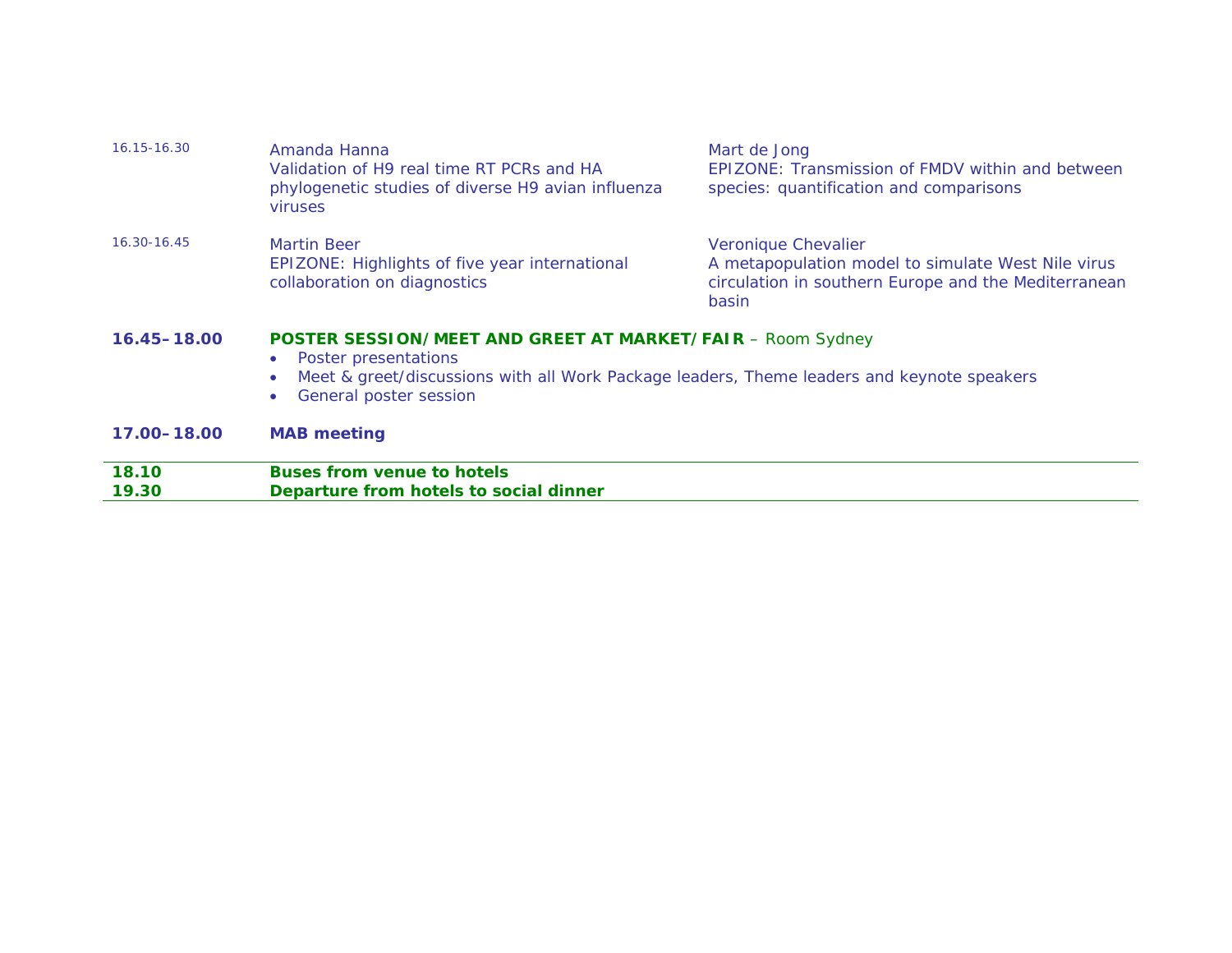| | | |
|---|---|---|
| 16.15-16.30 | Amanda Hanna<br>Validation of H9 real time RT PCRs and HA phylogenetic studies of diverse H9 avian influenza viruses | Mart de Jong<br>EPIZONE: Transmission of FMDV within and between species: quantification and comparisons |
| 16.30-16.45 | Martin Beer<br>EPIZONE: Highlights of five year international collaboration on diagnostics | Veronique Chevalier<br>A metapopulation model to simulate West Nile virus circulation in southern Europe and the Mediterranean basin |

**16.45–18.00** **POSTER SESSION/MEET AND GREET AT MARKET/FAIR** – Room Sydney

- Poster presentations
- Meet & greet/discussions with all Work Package leaders, Theme leaders and keynote speakers
- General poster session

**17.00–18.00** **MAB meeting**

**18.10** **Buses from venue to hotels**

**19.30** **Departure from hotels to social dinner**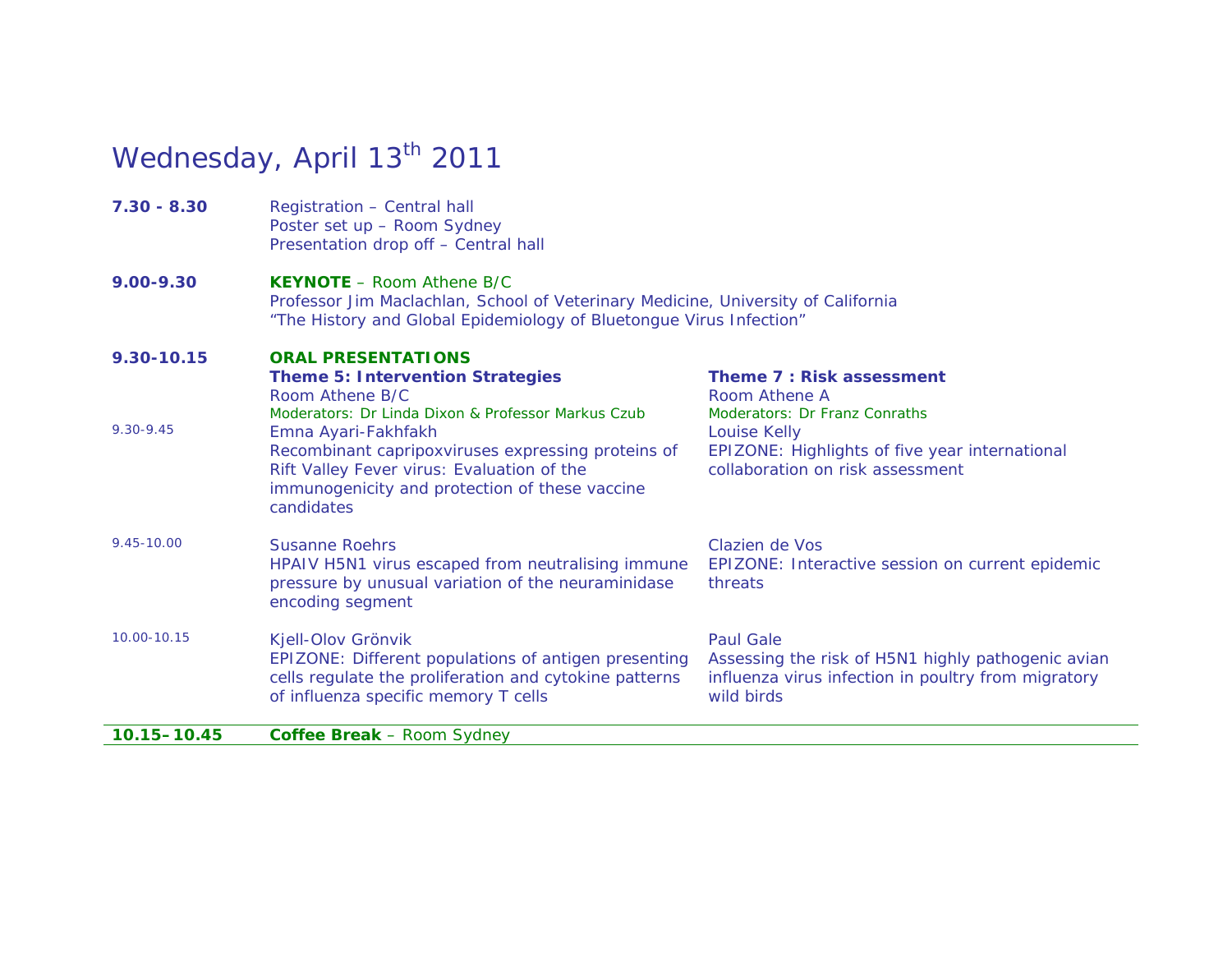# Wednesday, April 13th 2011

**7.30 - 8.30**
Registration – Central hall
Poster set up – Room Sydney
Presentation drop off – Central hall

**9.00-9.30**
**KEYNOTE** – Room Athene B/C
Professor Jim Maclachlan, School of Veterinary Medicine, University of California
"The History and Global Epidemiology of Bluetongue Virus Infection"

**9.30-10.15**
**ORAL PRESENTATIONS**

| Time | Theme 5: Intervention Strategies | Theme 7 : Risk assessment |
|---|---|---|
| | Room Athene B/C<br>Moderators: Dr Linda Dixon & Professor Markus Czub | Room Athene A<br>Moderators: Dr Franz Conraths |
| 9.30-9.45 | Emna Ayari-Fakhfakh<br>Recombinant capripoxviruses expressing proteins of Rift Valley Fever virus: Evaluation of the immunogenicity and protection of these vaccine candidates | Louise Kelly<br>EPIZONE: Highlights of five year international collaboration on risk assessment |
| 9.45-10.00 | Susanne Roehrs<br>HPAIV H5N1 virus escaped from neutralising immune pressure by unusual variation of the neuraminidase encoding segment | Clazien de Vos<br>EPIZONE: Interactive session on current epidemic threats |
| 10.00-10.15 | Kjell-Olov Grönvik<br>EPIZONE: Different populations of antigen presenting cells regulate the proliferation and cytokine patterns of influenza specific memory T cells | Paul Gale<br>Assessing the risk of H5N1 highly pathogenic avian influenza virus infection in poultry from migratory wild birds |

**10.15–10.45** **Coffee Break** – Room Sydney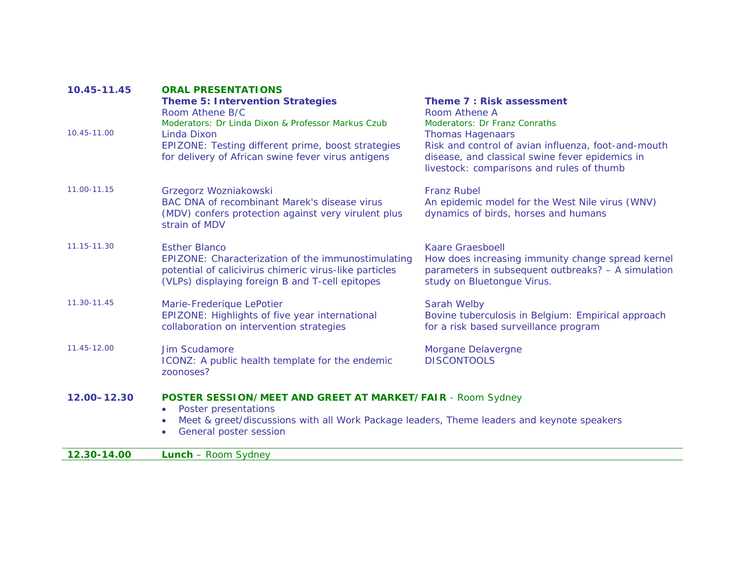**10.45-11.45** **ORAL PRESENTATIONS**

| Time | Theme 5: Intervention Strategies<br>Room Athene B/C<br>Moderators: Dr Linda Dixon & Professor Markus Czub | Theme 7 : Risk assessment<br>Room Athene A<br>Moderators: Dr Franz Conraths |
|---|---|---|
| 10.45-11.00 | Linda Dixon<br>EPIZONE: Testing different prime, boost strategies for delivery of African swine fever virus antigens | Thomas Hagenaars<br>Risk and control of avian influenza, foot-and-mouth disease, and classical swine fever epidemics in livestock: comparisons and rules of thumb |
| 11.00-11.15 | Grzegorz Wozniakowski<br>BAC DNA of recombinant Marek's disease virus (MDV) confers protection against very virulent plus strain of MDV | Franz Rubel<br>An epidemic model for the West Nile virus (WNV) dynamics of birds, horses and humans |
| 11.15-11.30 | Esther Blanco<br>EPIZONE: Characterization of the immunostimulating potential of calicivirus chimeric virus-like particles (VLPs) displaying foreign B and T-cell epitopes | Kaare Graesboell<br>How does increasing immunity change spread kernel parameters in subsequent outbreaks? – A simulation study on Bluetongue Virus. |
| 11.30-11.45 | Marie-Frederique LePotier<br>EPIZONE: Highlights of five year international collaboration on intervention strategies | Sarah Welby<br>Bovine tuberculosis in Belgium: Empirical approach for a risk based surveillance program |
| 11.45-12.00 | Jim Scudamore<br>ICONZ: A public health template for the endemic zoonoses? | Morgane Delavergne<br>DISCONTOOLS |

**12.00–12.30** **POSTER SESSION/MEET AND GREET AT MARKET/FAIR** - Room Sydney

- Poster presentations
- Meet & greet/discussions with all Work Package leaders, Theme leaders and keynote speakers
- General poster session

**12.30-14.00** **Lunch** – Room Sydney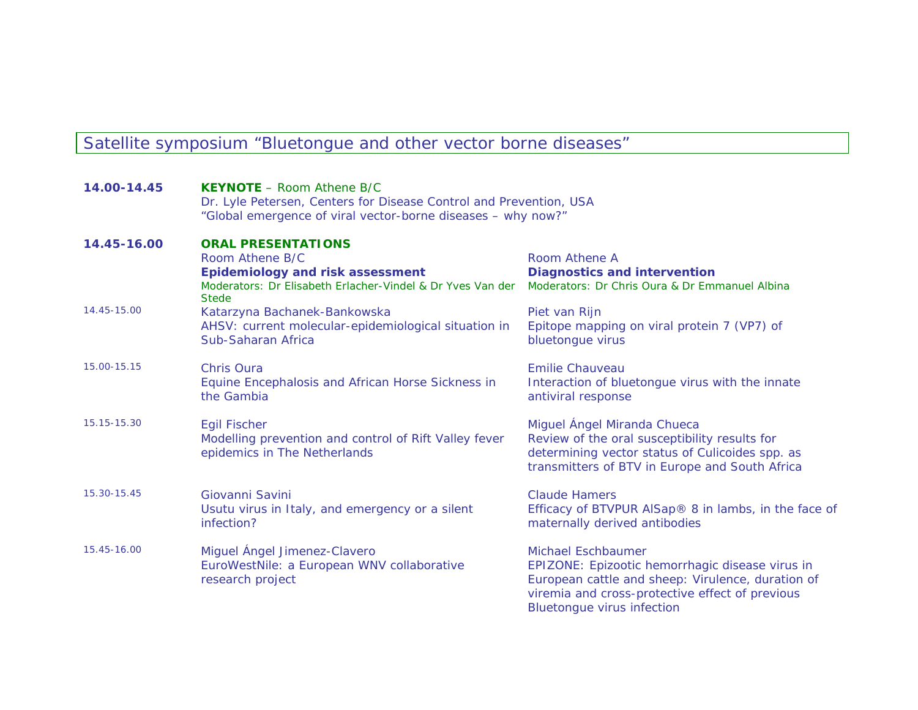## Satellite symposium “Bluetongue and other vector borne diseases”

**14.00-14.45** **KEYNOTE** – Room Athene B/C
Dr. Lyle Petersen, Centers for Disease Control and Prevention, USA
“Global emergence of viral vector-borne diseases – why now?”

**14.45-16.00** **ORAL PRESENTATIONS**

| | Room Athene B/C<br>**Epidemiology and risk assessment**<br>Moderators: Dr Elisabeth Erlacher-Vindel & Dr Yves Van der Stede | Room Athene A<br>**Diagnostics and intervention**<br>Moderators: Dr Chris Oura & Dr Emmanuel Albina |
|---|---|---|
| 14.45-15.00 | Katarzyna Bachanek-Bankowska<br>AHSV: current molecular-epidemiological situation in Sub-Saharan Africa | Piet van Rijn<br>Epitope mapping on viral protein 7 (VP7) of bluetongue virus |
| 15.00-15.15 | Chris Oura<br>Equine Encephalosis and African Horse Sickness in the Gambia | Emilie Chauveau<br>Interaction of bluetongue virus with the innate antiviral response |
| 15.15-15.30 | Egil Fischer<br>Modelling prevention and control of Rift Valley fever epidemics in The Netherlands | Miguel Ángel Miranda Chueca<br>Review of the oral susceptibility results for determining vector status of Culicoides spp. as transmitters of BTV in Europe and South Africa |
| 15.30-15.45 | Giovanni Savini<br>Usutu virus in Italy, and emergency or a silent infection? | Claude Hamers<br>Efficacy of BTVPUR AlSap® 8 in lambs, in the face of maternally derived antibodies |
| 15.45-16.00 | Miguel Ángel Jimenez-Clavero<br>EuroWestNile: a European WNV collaborative research project | Michael Eschbaumer<br>EPIZONE: Epizootic hemorrhagic disease virus in European cattle and sheep: Virulence, duration of viremia and cross-protective effect of previous Bluetongue virus infection |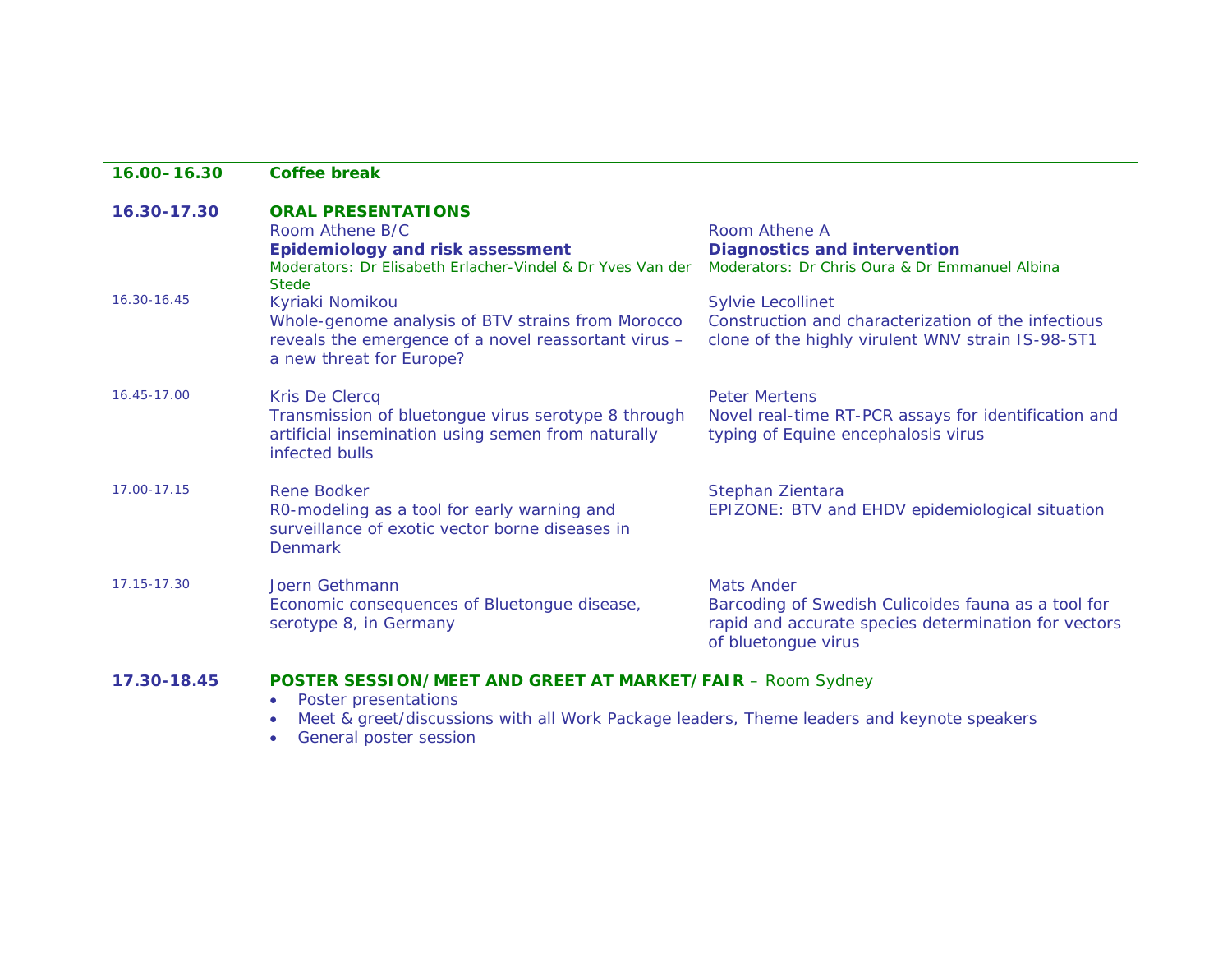| | | |
|---|---|---|
| **16.00–16.30** | **Coffee break** | |
| **16.30-17.30** | **ORAL PRESENTATIONS**<br>Room Athene B/C<br>**Epidemiology and risk assessment**<br>Moderators: Dr Elisabeth Erlacher-Vindel & Dr Yves Van der Stede | Room Athene A<br>**Diagnostics and intervention**<br>Moderators: Dr Chris Oura & Dr Emmanuel Albina |
| 16.30-16.45 | Kyriaki Nomikou<br>Whole-genome analysis of BTV strains from Morocco reveals the emergence of a novel reassortant virus – a new threat for Europe? | Sylvie Lecollinet<br>Construction and characterization of the infectious clone of the highly virulent WNV strain IS-98-ST1 |
| 16.45-17.00 | Kris De Clercq<br>Transmission of bluetongue virus serotype 8 through artificial insemination using semen from naturally infected bulls | Peter Mertens<br>Novel real-time RT-PCR assays for identification and typing of Equine encephalosis virus |
| 17.00-17.15 | Rene Bodker<br>R0-modeling as a tool for early warning and surveillance of exotic vector borne diseases in Denmark | Stephan Zientara<br>EPIZONE: BTV and EHDV epidemiological situation |
| 17.15-17.30 | Joern Gethmann<br>Economic consequences of Bluetongue disease, serotype 8, in Germany | Mats Ander<br>Barcoding of Swedish Culicoides fauna as a tool for rapid and accurate species determination for vectors of bluetongue virus |
| **17.30-18.45** | **POSTER SESSION/MEET AND GREET AT MARKET/FAIR** – Room Sydney<br>• Poster presentations<br>• Meet & greet/discussions with all Work Package leaders, Theme leaders and keynote speakers<br>• General poster session | |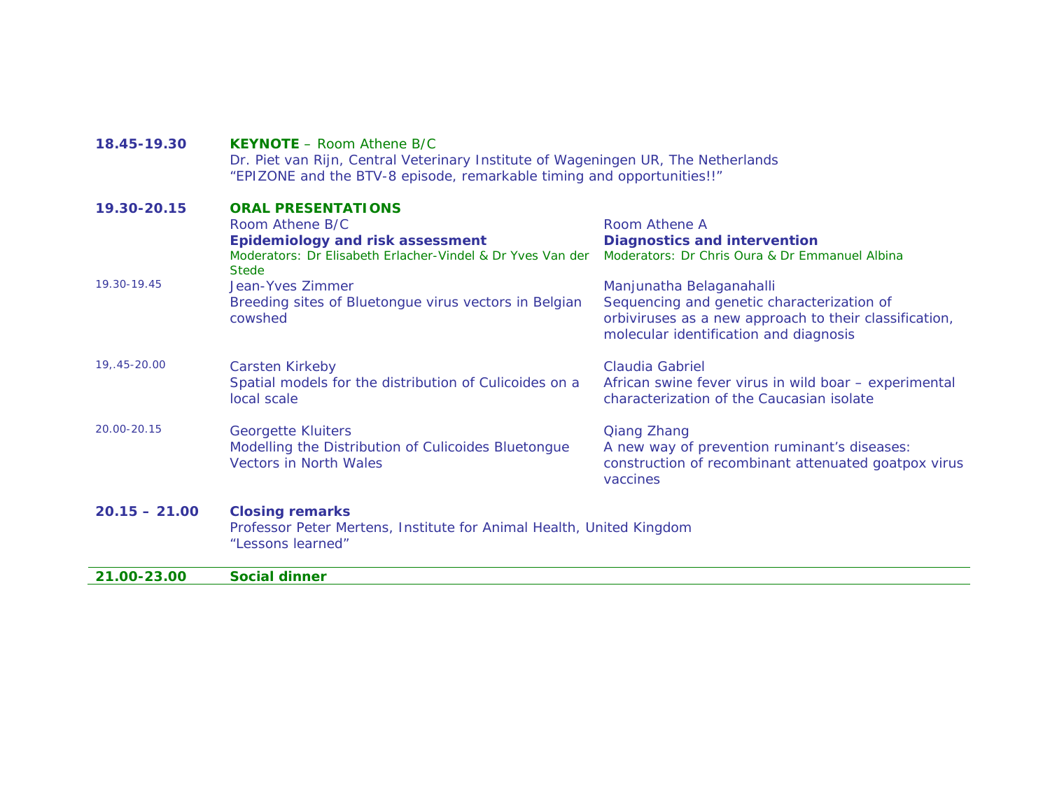**18.45-19.30** **KEYNOTE** – Room Athene B/C
Dr. Piet van Rijn, Central Veterinary Institute of Wageningen UR, The Netherlands
"EPIZONE and the BTV-8 episode, remarkable timing and opportunities!!"

**19.30-20.15** **ORAL PRESENTATIONS**

| | Room Athene B/C<br>**Epidemiology and risk assessment**<br>Moderators: Dr Elisabeth Erlacher-Vindel & Dr Yves Van der Stede | Room Athene A<br>**Diagnostics and intervention**<br>Moderators: Dr Chris Oura & Dr Emmanuel Albina |
|---|---|---|
| 19.30-19.45 | Jean-Yves Zimmer<br>Breeding sites of Bluetongue virus vectors in Belgian cowshed | Manjunatha Belaganahalli<br>Sequencing and genetic characterization of orbiviruses as a new approach to their classification, molecular identification and diagnosis |
| 19,.45-20.00 | Carsten Kirkeby<br>Spatial models for the distribution of Culicoides on a local scale | Claudia Gabriel<br>African swine fever virus in wild boar – experimental characterization of the Caucasian isolate |
| 20.00-20.15 | Georgette Kluiters<br>Modelling the Distribution of Culicoides Bluetongue Vectors in North Wales | Qiang Zhang<br>A new way of prevention ruminant's diseases: construction of recombinant attenuated goatpox virus vaccines |

**20.15 – 21.00** **Closing remarks**
Professor Peter Mertens, Institute for Animal Health, United Kingdom
"Lessons learned"

**21.00-23.00** **Social dinner**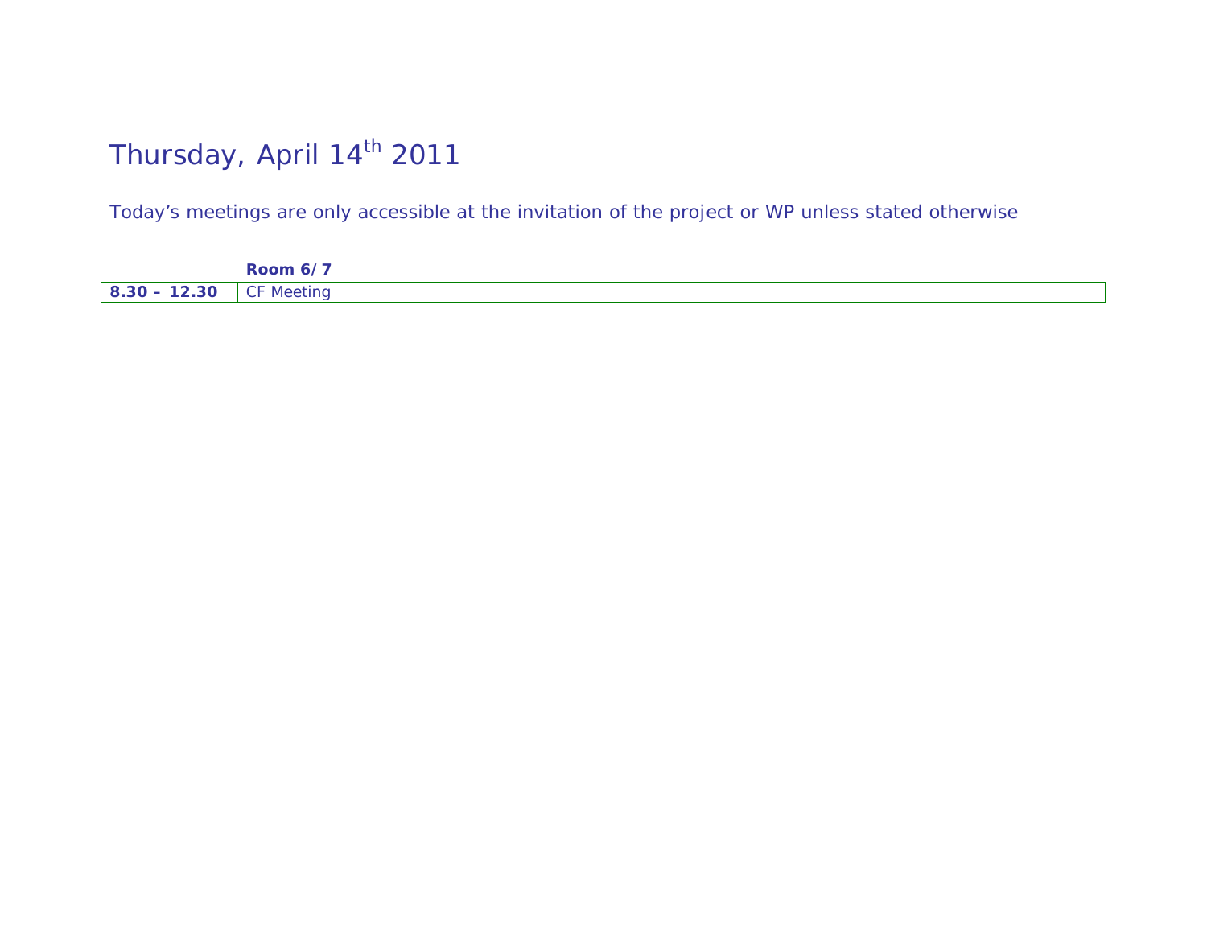# Thursday, April 14th 2011

Today's meetings are only accessible at the invitation of the project or WP unless stated otherwise

| | **Room 6/7** |
|---|---|
| **8.30 – 12.30** | CF Meeting |